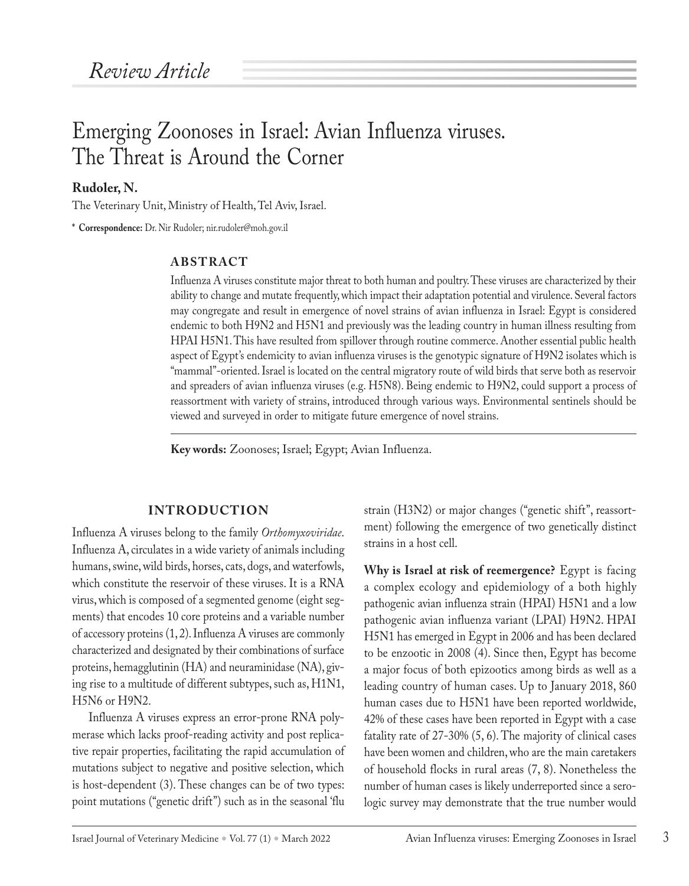*Review Article*

# Emerging Zoonoses in Israel: Avian Influenza viruses. The Threat is Around the Corner

**Rudoler, N.**

The Veterinary Unit, Ministry of Health, Tel Aviv, Israel.

\* **Correspondence:** Dr. Nir Rudoler; nir.rudoler@moh.gov.il

## ABSTRACT

Influenza A viruses constitute major threat to both human and poultry. These viruses are characterized by their ability to change and mutate frequently, which impact their adaptation potential and virulence. Several factors may congregate and result in emergence of novel strains of avian influenza in Israel: Egypt is considered endemic to both H9N2 and H5N1 and previously was the leading country in human illness resulting from HPAI H5N1. This have resulted from spillover through routine commerce. Another essential public health aspect of Egypt's endemicity to avian influenza viruses is the genotypic signature of H9N2 isolates which is "mammal"-oriented. Israel is located on the central migratory route of wild birds that serve both as reservoir and spreaders of avian influenza viruses (e.g. H5N8). Being endemic to H9N2, could support a process of reassortment with variety of strains, introduced through various ways. Environmental sentinels should be viewed and surveyed in order to mitigate future emergence of novel strains.

**Key words:** Zoonoses; Israel; Egypt; Avian Influenza.

## INTRODUCTION

Influenza A viruses belong to the family *Orthomyxoviridae*. Influenza A, circulates in a wide variety of animals including humans, swine, wild birds, horses, cats, dogs, and waterfowls, which constitute the reservoir of these viruses. It is a RNA virus, which is composed of a segmented genome (eight segments) that encodes 10 core proteins and a variable number of accessory proteins (1, 2). Influenza A viruses are commonly characterized and designated by their combinations of surface proteins, hemagglutinin (HA) and neuraminidase (NA), giving rise to a multitude of different subtypes, such as, H1N1, H5N6 or H9N2.

Influenza A viruses express an error-prone RNA polymerase which lacks proof-reading activity and post replicative repair properties, facilitating the rapid accumulation of mutations subject to negative and positive selection, which is host-dependent (3). These changes can be of two types: point mutations ("genetic drift") such as in the seasonal 'flu strain (H3N2) or major changes ("genetic shift", reassortment) following the emergence of two genetically distinct strains in a host cell.

**Why is Israel at risk of reemergence?** Egypt is facing a complex ecology and epidemiology of a both highly pathogenic avian influenza strain (HPAI) H5N1 and a low pathogenic avian influenza variant (LPAI) H9N2. HPAI H5N1 has emerged in Egypt in 2006 and has been declared to be enzootic in 2008 (4). Since then, Egypt has become a major focus of both epizootics among birds as well as a leading country of human cases. Up to January 2018, 860 human cases due to H5N1 have been reported worldwide, 42% of these cases have been reported in Egypt with a case fatality rate of 27-30% (5, 6). The majority of clinical cases have been women and children, who are the main caretakers of household flocks in rural areas (7, 8). Nonetheless the number of human cases is likely underreported since a serologic survey may demonstrate that the true number would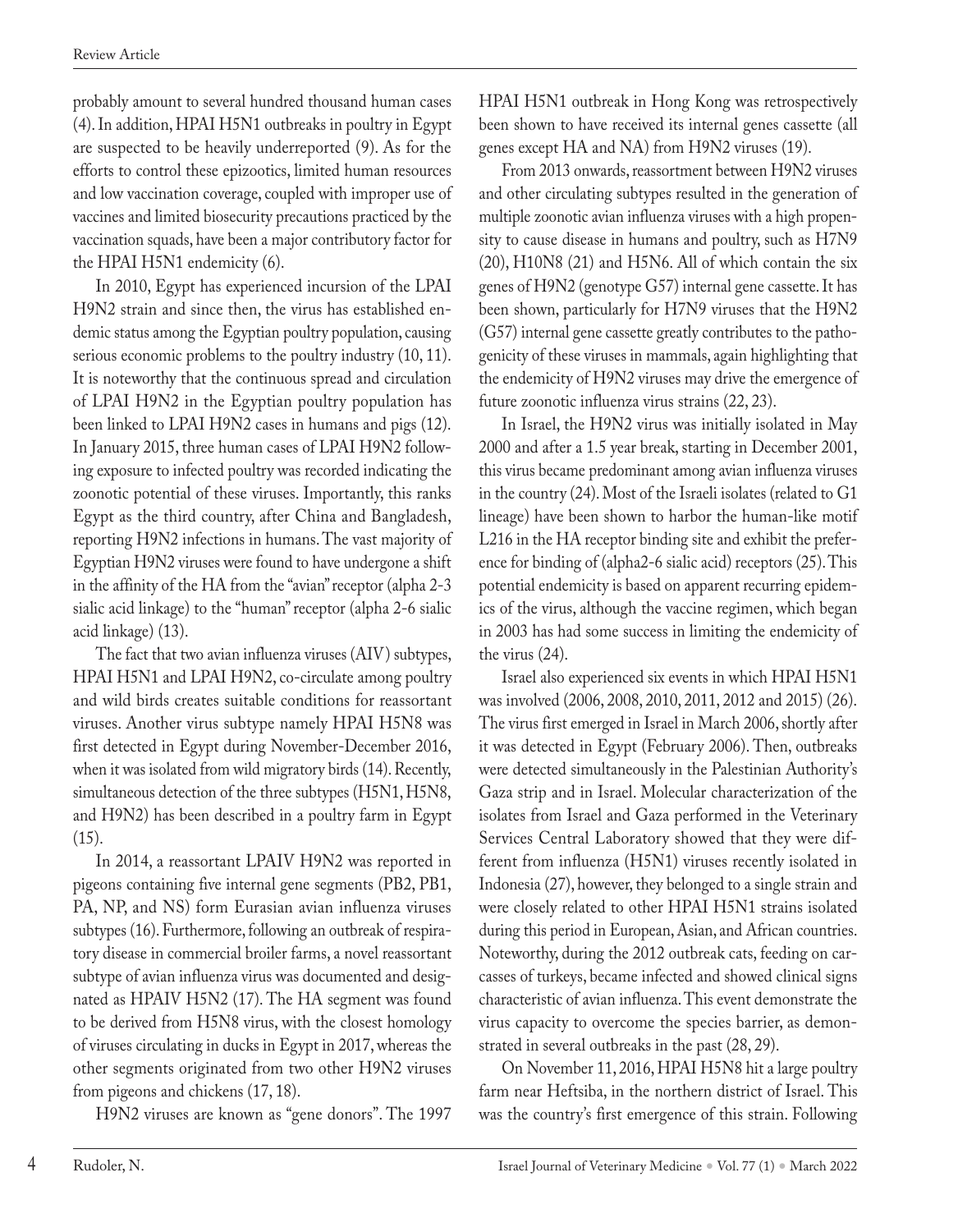probably amount to several hundred thousand human cases (4). In addition, HPAI H5N1 outbreaks in poultry in Egypt are suspected to be heavily underreported (9). As for the efforts to control these epizootics, limited human resources and low vaccination coverage, coupled with improper use of vaccines and limited biosecurity precautions practiced by the vaccination squads, have been a major contributory factor for the HPAI H5N1 endemicity (6).

In 2010, Egypt has experienced incursion of the LPAI H9N2 strain and since then, the virus has established endemic status among the Egyptian poultry population, causing serious economic problems to the poultry industry (10, 11). It is noteworthy that the continuous spread and circulation of LPAI H9N2 in the Egyptian poultry population has been linked to LPAI H9N2 cases in humans and pigs (12). In January 2015, three human cases of LPAI H9N2 following exposure to infected poultry was recorded indicating the zoonotic potential of these viruses. Importantly, this ranks Egypt as the third country, after China and Bangladesh, reporting H9N2 infections in humans. The vast majority of Egyptian H9N2 viruses were found to have undergone a shift in the affinity of the HA from the "avian" receptor (alpha 2-3 sialic acid linkage) to the "human" receptor (alpha 2-6 sialic acid linkage) (13).

The fact that two avian influenza viruses (AIV) subtypes, HPAI H5N1 and LPAI H9N2, co-circulate among poultry and wild birds creates suitable conditions for reassortant viruses. Another virus subtype namely HPAI H5N8 was first detected in Egypt during November-December 2016, when it was isolated from wild migratory birds (14). Recently, simultaneous detection of the three subtypes (H5N1, H5N8, and H9N2) has been described in a poultry farm in Egypt (15).

In 2014, a reassortant LPAIV H9N2 was reported in pigeons containing five internal gene segments (PB2, PB1, PA, NP, and NS) form Eurasian avian influenza viruses subtypes (16). Furthermore, following an outbreak of respiratory disease in commercial broiler farms, a novel reassortant subtype of avian influenza virus was documented and designated as HPAIV H5N2 (17). The HA segment was found to be derived from H5N8 virus, with the closest homology of viruses circulating in ducks in Egypt in 2017, whereas the other segments originated from two other H9N2 viruses from pigeons and chickens (17, 18).

H9N2 viruses are known as "gene donors". The 1997 HPAI H5N1 outbreak in Hong Kong was retrospectively been shown to have received its internal genes cassette (all genes except HA and NA) from H9N2 viruses (19).

From 2013 onwards, reassortment between H9N2 viruses and other circulating subtypes resulted in the generation of multiple zoonotic avian influenza viruses with a high propensity to cause disease in humans and poultry, such as H7N9 (20), H10N8 (21) and H5N6. All of which contain the six genes of H9N2 (genotype G57) internal gene cassette. It has been shown, particularly for H7N9 viruses that the H9N2 (G57) internal gene cassette greatly contributes to the pathogenicity of these viruses in mammals, again highlighting that the endemicity of H9N2 viruses may drive the emergence of future zoonotic influenza virus strains (22, 23).

In Israel, the H9N2 virus was initially isolated in May 2000 and after a 1.5 year break, starting in December 2001, this virus became predominant among avian influenza viruses in the country (24). Most of the Israeli isolates (related to G1 lineage) have been shown to harbor the human-like motif L216 in the HA receptor binding site and exhibit the preference for binding of (alpha2-6 sialic acid) receptors (25). This potential endemicity is based on apparent recurring epidemics of the virus, although the vaccine regimen, which began in 2003 has had some success in limiting the endemicity of the virus (24).

Israel also experienced six events in which HPAI H5N1 was involved (2006, 2008, 2010, 2011, 2012 and 2015) (26). The virus first emerged in Israel in March 2006, shortly after it was detected in Egypt (February 2006). Then, outbreaks were detected simultaneously in the Palestinian Authority's Gaza strip and in Israel. Molecular characterization of the isolates from Israel and Gaza performed in the Veterinary Services Central Laboratory showed that they were different from influenza (H5N1) viruses recently isolated in Indonesia (27), however, they belonged to a single strain and were closely related to other HPAI H5N1 strains isolated during this period in European, Asian, and African countries. Noteworthy, during the 2012 outbreak cats, feeding on carcasses of turkeys, became infected and showed clinical signs characteristic of avian influenza. This event demonstrate the virus capacity to overcome the species barrier, as demonstrated in several outbreaks in the past (28, 29).

On November 11, 2016, HPAI H5N8 hit a large poultry farm near Heftsiba, in the northern district of Israel. This was the country's first emergence of this strain. Following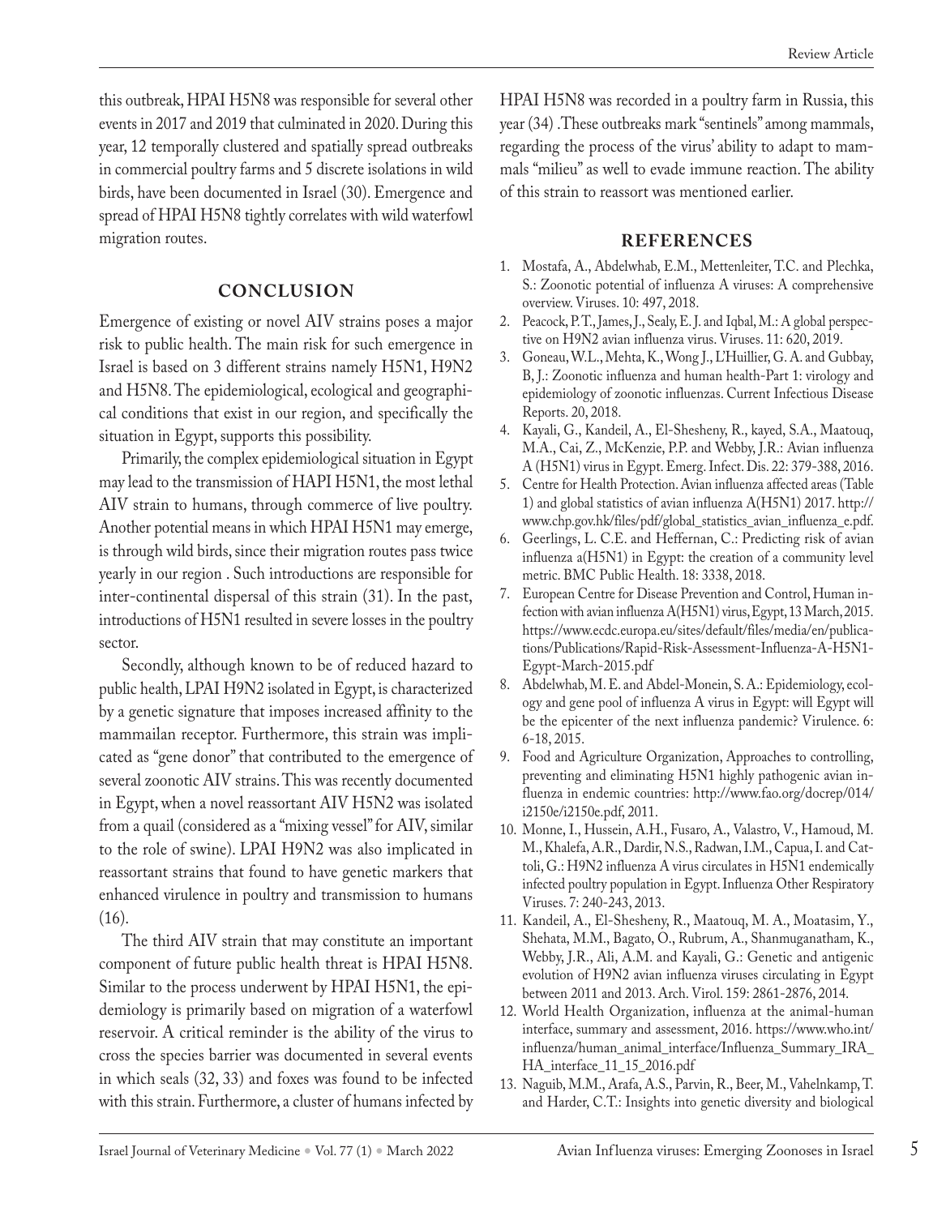this outbreak, HPAI H5N8 was responsible for several other events in 2017 and 2019 that culminated in 2020. During this year, 12 temporally clustered and spatially spread outbreaks in commercial poultry farms and 5 discrete isolations in wild birds, have been documented in Israel (30). Emergence and spread of HPAI H5N8 tightly correlates with wild waterfowl migration routes.

## CONCLUSION

Emergence of existing or novel AIV strains poses a major risk to public health. The main risk for such emergence in Israel is based on 3 different strains namely H5N1, H9N2 and H5N8. The epidemiological, ecological and geographical conditions that exist in our region, and specifically the situation in Egypt, supports this possibility.

Primarily, the complex epidemiological situation in Egypt may lead to the transmission of HAPI H5N1, the most lethal AIV strain to humans, through commerce of live poultry. Another potential means in which HPAI H5N1 may emerge, is through wild birds, since their migration routes pass twice yearly in our region . Such introductions are responsible for inter-continental dispersal of this strain (31). In the past, introductions of H5N1 resulted in severe losses in the poultry sector.

Secondly, although known to be of reduced hazard to public health, LPAI H9N2 isolated in Egypt, is characterized by a genetic signature that imposes increased affinity to the mammailan receptor. Furthermore, this strain was implicated as "gene donor" that contributed to the emergence of several zoonotic AIV strains. This was recently documented in Egypt, when a novel reassortant AIV H5N2 was isolated from a quail (considered as a "mixing vessel" for AIV, similar to the role of swine). LPAI H9N2 was also implicated in reassortant strains that found to have genetic markers that enhanced virulence in poultry and transmission to humans (16).

The third AIV strain that may constitute an important component of future public health threat is HPAI H5N8. Similar to the process underwent by HPAI H5N1, the epidemiology is primarily based on migration of a waterfowl reservoir. A critical reminder is the ability of the virus to cross the species barrier was documented in several events in which seals (32, 33) and foxes was found to be infected with this strain. Furthermore, a cluster of humans infected by HPAI H5N8 was recorded in a poultry farm in Russia, this year (34) .These outbreaks mark "sentinels" among mammals, regarding the process of the virus' ability to adapt to mammals "milieu" as well to evade immune reaction. The ability of this strain to reassort was mentioned earlier.

## REFERENCES

1. Mostafa, A., Abdelwhab, E.M., Mettenleiter, T.C. and Plechka, S.: Zoonotic potential of influenza A viruses: A comprehensive overview. Viruses. 10: 497, 2018.
2. Peacock, P.T., James, J., Sealy, E. J. and Iqbal, M.: A global perspective on H9N2 avian influenza virus. Viruses. 11: 620, 2019.
3. Goneau, W.L., Mehta, K., Wong J., L'Huillier, G. A. and Gubbay, B, J.: Zoonotic influenza and human health-Part 1: virology and epidemiology of zoonotic influenzas. Current Infectious Disease Reports. 20, 2018.
4. Kayali, G., Kandeil, A., El-Shesheny, R., kayed, S.A., Maatouq, M.A., Cai, Z., McKenzie, P.P. and Webby, J.R.: Avian influenza A (H5N1) virus in Egypt. Emerg. Infect. Dis. 22: 379-388, 2016.
5. Centre for Health Protection. Avian influenza affected areas (Table 1) and global statistics of avian influenza A(H5N1) 2017. http://www.chp.gov.hk/files/pdf/global_statistics_avian_influenza_e.pdf.
6. Geerlings, L. C.E. and Heffernan, C.: Predicting risk of avian influenza a(H5N1) in Egypt: the creation of a community level metric. BMC Public Health. 18: 3338, 2018.
7. European Centre for Disease Prevention and Control, Human infection with avian influenza A(H5N1) virus, Egypt, 13 March, 2015. https://www.ecdc.europa.eu/sites/default/files/media/en/publications/Publications/Rapid-Risk-Assessment-Influenza-A-H5N1-Egypt-March-2015.pdf
8. Abdelwhab, M. E. and Abdel-Monein, S. A.: Epidemiology, ecology and gene pool of influenza A virus in Egypt: will Egypt will be the epicenter of the next influenza pandemic? Virulence. 6: 6-18, 2015.
9. Food and Agriculture Organization, Approaches to controlling, preventing and eliminating H5N1 highly pathogenic avian influenza in endemic countries: http://www.fao.org/docrep/014/i2150e/i2150e.pdf, 2011.
10. Monne, I., Hussein, A.H., Fusaro, A., Valastro, V., Hamoud, M. M., Khalefa, A.R., Dardir, N.S., Radwan, I.M., Capua, I. and Cattoli, G.: H9N2 influenza A virus circulates in H5N1 endemically infected poultry population in Egypt. Influenza Other Respiratory Viruses. 7: 240-243, 2013.
11. Kandeil, A., El-Shesheny, R., Maatouq, M. A., Moatasim, Y., Shehata, M.M., Bagato, O., Rubrum, A., Shanmuganatham, K., Webby, J.R., Ali, A.M. and Kayali, G.: Genetic and antigenic evolution of H9N2 avian influenza viruses circulating in Egypt between 2011 and 2013. Arch. Virol. 159: 2861-2876, 2014.
12. World Health Organization, influenza at the animal-human interface, summary and assessment, 2016. https://www.who.int/influenza/human_animal_interface/Influenza_Summary_IRA_HA_interface_11_15_2016.pdf
13. Naguib, M.M., Arafa, A.S., Parvin, R., Beer, M., Vahelnkamp, T. and Harder, C.T.: Insights into genetic diversity and biological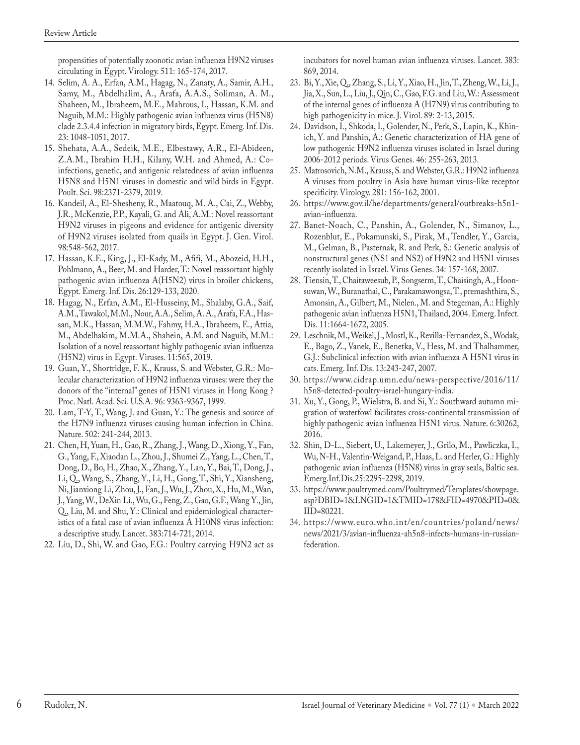propensities of potentially zoonotic avian influenza H9N2 viruses circulating in Egypt. Virology. 511: 165-174, 2017.

14. Selim, A. A., Erfan, A.M., Hagag, N., Zanaty, A., Samir, A.H., Samy, M., Abdelhalim, A., Arafa, A.A.S., Soliman, A. M., Shaheen, M., Ibraheem, M.E., Mahrous, I., Hassan, K.M. and Naguib, M.M.: Highly pathogenic avian influenza virus (H5N8) clade 2.3.4.4 infection in migratory birds, Egypt. Emerg. Inf. Dis. 23: 1048-1051, 2017.
15. Shehata, A.A., Sedeik, M.E., Elbestawy, A.R., El-Abideen, Z.A.M., Ibrahim H.H., Kilany, W.H. and Ahmed, A.: Co-infections, genetic, and antigenic relatedness of avian influenza H5N8 and H5N1 viruses in domestic and wild birds in Egypt. Poult. Sci. 98:2371-2379, 2019.
16. Kandeil, A., El-Shesheny, R., Maatouq, M. A., Cai, Z., Webby, J.R., McKenzie, P.P., Kayali, G. and Ali, A.M.: Novel reassortant H9N2 viruses in pigeons and evidence for antigenic diversity of H9N2 viruses isolated from quails in Egypt. J. Gen. Virol. 98:548-562, 2017.
17. Hassan, K.E., King, J., El-Kady, M., Afifi, M., Abozeid, H.H., Pohlmann, A., Beer, M. and Harder, T.: Novel reassortant highly pathogenic avian influenza A(H5N2) virus in broiler chickens, Egypt. Emerg. Inf. Dis. 26:129-133, 2020.
18. Hagag, N., Erfan, A.M., El-Husseiny, M., Shalaby, G.A., Saif, A.M., Tawakol, M.M., Nour, A.A., Selim, A. A., Arafa, F.A., Hassan, M.K., Hassan, M.M.W., Fahmy, H.A., Ibraheem, E., Attia, M., Abdelhakim, M.M.A., Shahein, A.M. and Naguib, M.M.: Isolation of a novel reassortant highly pathogenic avian influenza (H5N2) virus in Egypt. Viruses. 11:565, 2019.
19. Guan, Y., Shortridge, F. K., Krauss, S. and Webster, G.R.: Molecular characterization of H9N2 influenza viruses: were they the donors of the "internal" genes of H5N1 viruses in Hong Kong ? Proc. Natl. Acad. Sci. U.S.A. 96: 9363-9367, 1999.
20. Lam, T-Y, T., Wang, J. and Guan, Y.: The genesis and source of the H7N9 influenza viruses causing human infection in China. Nature. 502: 241-244, 2013.
21. Chen, H, Yuan, H., Gao, R., Zhang, J., Wang, D., Xiong, Y., Fan, G., Yang, F., Xiaodan L., Zhou, J., Shumei Z., Yang, L., Chen, T., Dong, D., Bo, H., Zhao, X., Zhang, Y., Lan, Y., Bai, T., Dong, J., Li, Q., Wang, S., Zhang, Y., Li, H., Gong, T., Shi, Y., Xiansheng, Ni, Jianxiong Li, Zhou, J., Fan, J., Wu, J., Zhou, X., Hu, M., Wan, J., Yang, W., DeXin Li., Wu, G., Feng, Z., Gao, G.F., Wang Y., Jin, Q., Liu, M. and Shu, Y.: Clinical and epidemiological characteristics of a fatal case of avian influenza A H10N8 virus infection: a descriptive study. Lancet. 383:714-721, 2014.
22. Liu, D., Shi, W. and Gao, F.G.: Poultry carrying H9N2 act as incubators for novel human avian influenza viruses. Lancet. 383: 869, 2014.
23. Bi, Y., Xie, Q., Zhang, S., Li, Y., Xiao, H., Jin, T., Zheng, W., Li, J., Jia, X., Sun, L., Liu, J., Qin, C., Gao, F.G. and Liu, W.: Assessment of the internal genes of influenza A (H7N9) virus contributing to high pathogenicity in mice. J. Virol. 89: 2-13, 2015.
24. Davidson, I., Shkoda, I., Golender, N., Perk, S., Lapin, K., Khinich, Y. and Panshin, A.: Genetic characterization of HA gene of low pathogenic H9N2 influenza viruses isolated in Israel during 2006-2012 periods. Virus Genes. 46: 255-263, 2013.
25. Matrosovich, N.M., Krauss, S. and Webster, G.R.: H9N2 influenza A viruses from poultry in Asia have human virus-like receptor specificity. Virology. 281: 156-162, 2001.
26. https://www.gov.il/he/departments/general/outbreaks-h5n1-avian-influenza.
27. Banet-Noach, C., Panshin, A., Golender, N., Simanov, L., Rozenblut, E., Pokamunski, S., Pirak, M., Tendler, Y., Garcia, M., Gelman, B., Pasternak, R. and Perk, S.: Genetic analysis of nonstructural genes (NS1 and NS2) of H9N2 and H5N1 viruses recently isolated in Israel. Virus Genes. 34: 157-168, 2007.
28. Tiensin, T., Chaitaweesub, P., Songserm, T., Chaisingh, A., Hoonsuwan, W., Buranathai, C., Parakamawongsa, T., premashthira, S., Amonsin, A., Gilbert, M., Nielen., M. and Stegeman, A.: Highly pathogenic avian influenza H5N1, Thailand, 2004. Emerg. Infect. Dis. 11:1664-1672, 2005.
29. Leschnik, M., Weikel, J., Mostl, K., Revilla-Fernandez, S., Wodak, E., Bago, Z., Vanek, E., Benetka, V., Hess, M. and Thalhammer, G.J.: Subclinical infection with avian influenza A H5N1 virus in cats. Emerg. Inf. Dis. 13:243-247, 2007.
30. https://www.cidrap.umn.edu/news-perspective/2016/11/h5n8-detected-poultry-israel-hungary-india.
31. Xu, Y., Gong, P., Wielstra, B. and Si, Y.: Southward autumn migration of waterfowl facilitates cross-continental transmission of highly pathogenic avian influenza H5N1 virus. Nature. 6:30262, 2016.
32. Shin, D-L., Siebert, U., Lakemeyer, J., Grilo, M., Pawliczka, I., Wu, N-H., Valentin-Weigand, P., Haas, L. and Herler, G.: Highly pathogenic avian influenza (H5N8) virus in gray seals, Baltic sea. Emerg.Inf.Dis.25:2295-2298, 2019.
33. https://www.poultrymed.com/Poultrymed/Templates/showpage.asp?DBID=1&LNGID=1&TMID=178&FID=4970&PID=0&IID=80221.
34. https://www.euro.who.int/en/countries/poland/news/news/2021/3/avian-influenza-ah5n8-infects-humans-in-russian-federation.